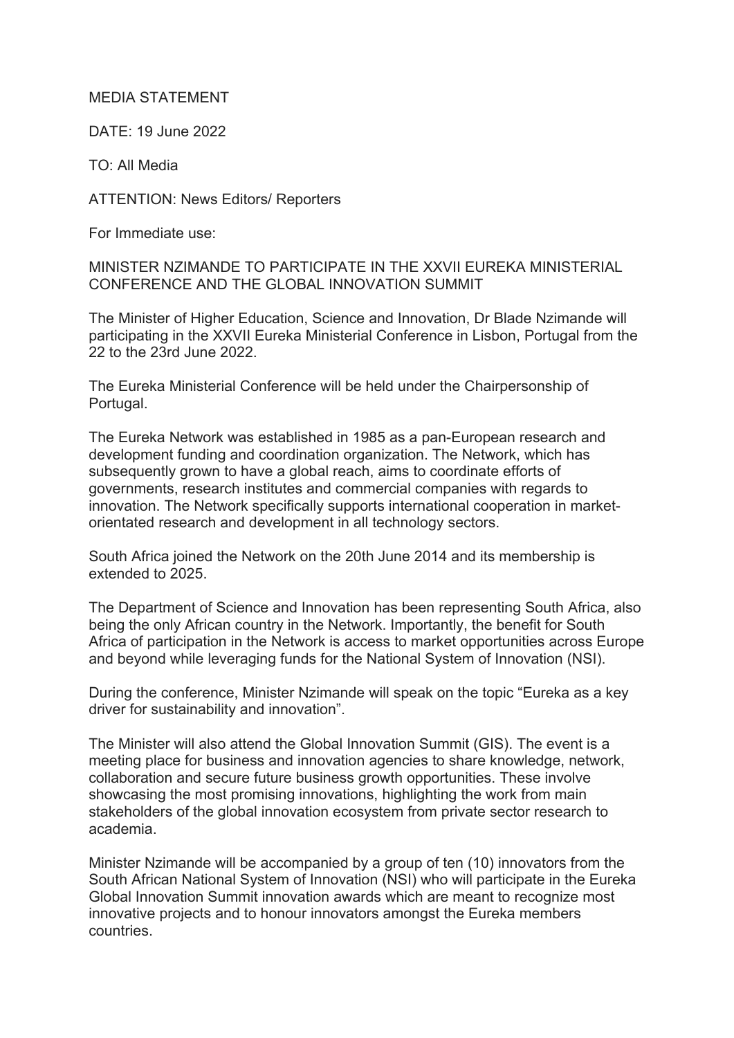MEDIA STATEMENT

DATE: 19 June 2022

TO: All Media

ATTENTION: News Editors/ Reporters

For Immediate use:

# MINISTER NZIMANDE TO PARTICIPATE IN THE XXVII EUREKA MINISTERIAL CONFERENCE AND THE GLOBAL INNOVATION SUMMIT

The Minister of Higher Education, Science and Innovation, Dr Blade Nzimande will participating in the XXVII Eureka Ministerial Conference in Lisbon, Portugal from the 22 to the 23rd June 2022.

The Eureka Ministerial Conference will be held under the Chairpersonship of Portugal.

The Eureka Network was established in 1985 as a pan-European research and development funding and coordination organization. The Network, which has subsequently grown to have a global reach, aims to coordinate efforts of governments, research institutes and commercial companies with regards to innovation. The Network specifically supports international cooperation in market-orientated research and development in all technology sectors.

South Africa joined the Network on the 20th June 2014 and its membership is extended to 2025.

The Department of Science and Innovation has been representing South Africa, also being the only African country in the Network. Importantly, the benefit for South Africa of participation in the Network is access to market opportunities across Europe and beyond while leveraging funds for the National System of Innovation (NSI).

During the conference, Minister Nzimande will speak on the topic "Eureka as a key driver for sustainability and innovation".

The Minister will also attend the Global Innovation Summit (GIS). The event is a meeting place for business and innovation agencies to share knowledge, network, collaboration and secure future business growth opportunities. These involve showcasing the most promising innovations, highlighting the work from main stakeholders of the global innovation ecosystem from private sector research to academia.

Minister Nzimande will be accompanied by a group of ten (10) innovators from the South African National System of Innovation (NSI) who will participate in the Eureka Global Innovation Summit innovation awards which are meant to recognize most innovative projects and to honour innovators amongst the Eureka members countries.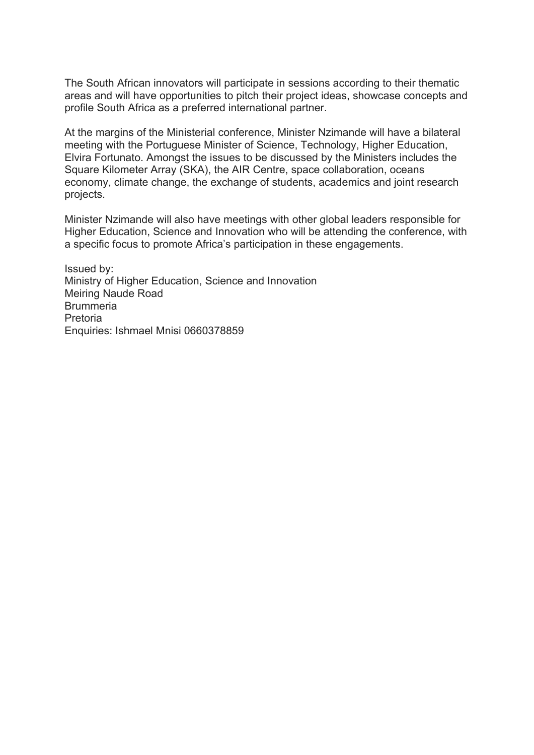The South African innovators will participate in sessions according to their thematic areas and will have opportunities to pitch their project ideas, showcase concepts and profile South Africa as a preferred international partner.

At the margins of the Ministerial conference, Minister Nzimande will have a bilateral meeting with the Portuguese Minister of Science, Technology, Higher Education, Elvira Fortunato. Amongst the issues to be discussed by the Ministers includes the Square Kilometer Array (SKA), the AIR Centre, space collaboration, oceans economy, climate change, the exchange of students, academics and joint research projects.

Minister Nzimande will also have meetings with other global leaders responsible for Higher Education, Science and Innovation who will be attending the conference, with a specific focus to promote Africa's participation in these engagements.

Issued by:  
Ministry of Higher Education, Science and Innovation  
Meiring Naude Road  
Brummeria  
Pretoria  
Enquiries: Ishmael Mnisi 0660378859